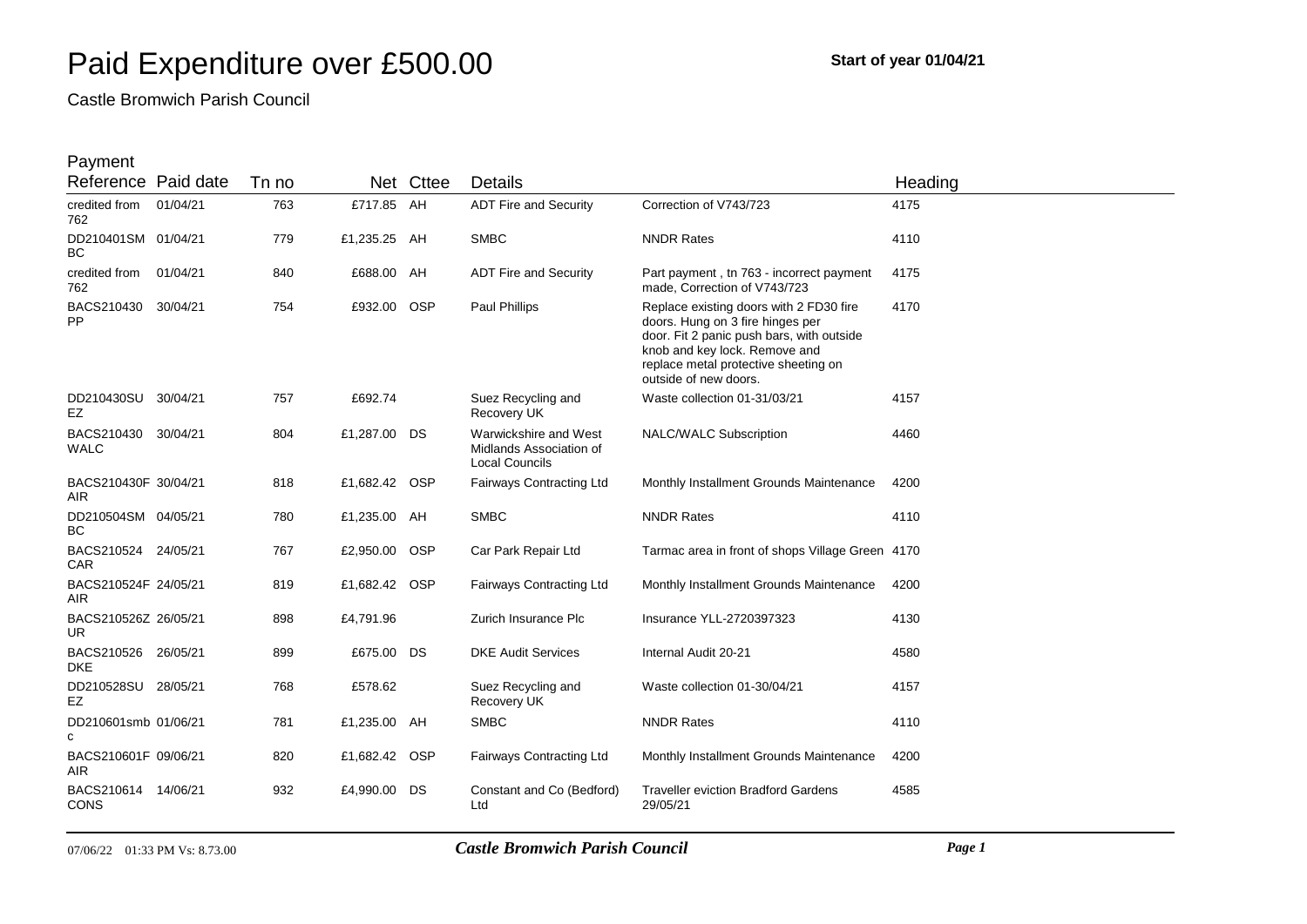# Paid Expenditure over £500.00

**Start of year 01/04/21**

Castle Bromwich Parish Council

| Payment Reference | Paid date | Tn no | Net | Cttee | Details | | Heading |
|---|---|---|---|---|---|---|---|
| credited from 762 | 01/04/21 | 763 | £717.85 | AH | ADT Fire and Security | Correction of V743/723 | 4175 |
| DD210401SMBC | 01/04/21 | 779 | £1,235.25 | AH | SMBC | NNDR Rates | 4110 |
| credited from 762 | 01/04/21 | 840 | £688.00 | AH | ADT Fire and Security | Part payment , tn 763 - incorrect payment made, Correction of V743/723 | 4175 |
| BACS210430PP | 30/04/21 | 754 | £932.00 | OSP | Paul Phillips | Replace existing doors with 2 FD30 fire doors. Hung on 3 fire hinges per door. Fit 2 panic push bars, with outside knob and key lock. Remove and replace metal protective sheeting on outside of new doors. | 4170 |
| DD210430SUEZ | 30/04/21 | 757 | £692.74 | | Suez Recycling and Recovery UK | Waste collection 01-31/03/21 | 4157 |
| BACS210430WALC | 30/04/21 | 804 | £1,287.00 | DS | Warwickshire and West Midlands Association of Local Councils | NALC/WALC Subscription | 4460 |
| BACS210430FAIR | 30/04/21 | 818 | £1,682.42 | OSP | Fairways Contracting Ltd | Monthly Installment Grounds Maintenance | 4200 |
| DD210504SMBC | 04/05/21 | 780 | £1,235.00 | AH | SMBC | NNDR Rates | 4110 |
| BACS210524CAR | 24/05/21 | 767 | £2,950.00 | OSP | Car Park Repair Ltd | Tarmac area in front of shops Village Green | 4170 |
| BACS210524FAIR | 24/05/21 | 819 | £1,682.42 | OSP | Fairways Contracting Ltd | Monthly Installment Grounds Maintenance | 4200 |
| BACS210526ZUR | 26/05/21 | 898 | £4,791.96 | | Zurich Insurance Plc | Insurance YLL-2720397323 | 4130 |
| BACS210526DKE | 26/05/21 | 899 | £675.00 | DS | DKE Audit Services | Internal Audit 20-21 | 4580 |
| DD210528SUEZ | 28/05/21 | 768 | £578.62 | | Suez Recycling and Recovery UK | Waste collection 01-30/04/21 | 4157 |
| DD210601smbc | 01/06/21 | 781 | £1,235.00 | AH | SMBC | NNDR Rates | 4110 |
| BACS210601FAIR | 09/06/21 | 820 | £1,682.42 | OSP | Fairways Contracting Ltd | Monthly Installment Grounds Maintenance | 4200 |
| BACS210614CONS | 14/06/21 | 932 | £4,990.00 | DS | Constant and Co (Bedford) Ltd | Traveller eviction Bradford Gardens 29/05/21 | 4585 |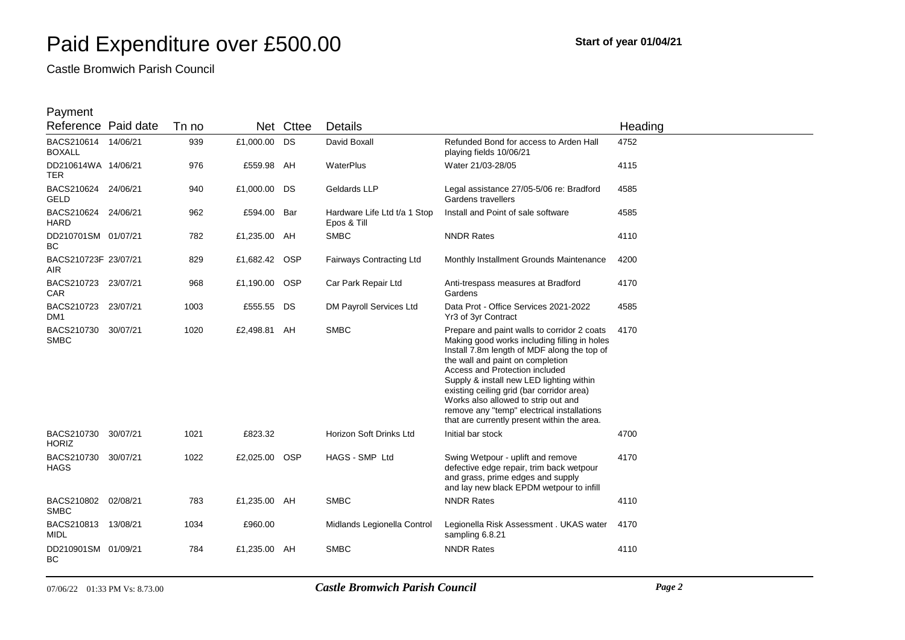# Paid Expenditure over £500.00

**Start of year 01/04/21**

Castle Bromwich Parish Council

| Payment Reference | Paid date | Tn no | Net | Cttee | Details | | Heading |
|---|---|---|---|---|---|---|---|
| BACS210614 BOXALL | 14/06/21 | 939 | £1,000.00 | DS | David Boxall | Refunded Bond for access to Arden Hall playing fields 10/06/21 | 4752 |
| DD210614WA TER | 14/06/21 | 976 | £559.98 | AH | WaterPlus | Water 21/03-28/05 | 4115 |
| BACS210624 GELD | 24/06/21 | 940 | £1,000.00 | DS | Geldards LLP | Legal assistance 27/05-5/06 re: Bradford Gardens travellers | 4585 |
| BACS210624 HARD | 24/06/21 | 962 | £594.00 | Bar | Hardware Life Ltd t/a 1 Stop Epos & Till | Install and Point of sale software | 4585 |
| DD210701SM BC | 01/07/21 | 782 | £1,235.00 | AH | SMBC | NNDR Rates | 4110 |
| BACS210723F AIR | 23/07/21 | 829 | £1,682.42 | OSP | Fairways Contracting Ltd | Monthly Installment Grounds Maintenance | 4200 |
| BACS210723 CAR | 23/07/21 | 968 | £1,190.00 | OSP | Car Park Repair Ltd | Anti-trespass measures at Bradford Gardens | 4170 |
| BACS210723 DM1 | 23/07/21 | 1003 | £555.55 | DS | DM Payroll Services Ltd | Data Prot - Office Services 2021-2022 Yr3 of 3yr Contract | 4585 |
| BACS210730 SMBC | 30/07/21 | 1020 | £2,498.81 | AH | SMBC | Prepare and paint walls to corridor 2 coats Making good works including filling in holes Install 7.8m length of MDF along the top of the wall and paint on completion Access and Protection included Supply & install new LED lighting within existing ceiling grid (bar corridor area) Works also allowed to strip out and remove any "temp" electrical installations that are currently present within the area. | 4170 |
| BACS210730 HORIZ | 30/07/21 | 1021 | £823.32 | | Horizon Soft Drinks Ltd | Initial bar stock | 4700 |
| BACS210730 HAGS | 30/07/21 | 1022 | £2,025.00 | OSP | HAGS - SMP Ltd | Swing Wetpour - uplift and remove defective edge repair, trim back wetpour and grass, prime edges and supply and lay new black EPDM wetpour to infill | 4170 |
| BACS210802 SMBC | 02/08/21 | 783 | £1,235.00 | AH | SMBC | NNDR Rates | 4110 |
| BACS210813 MIDL | 13/08/21 | 1034 | £960.00 | | Midlands Legionella Control | Legionella Risk Assessment . UKAS water sampling 6.8.21 | 4170 |
| DD210901SM BC | 01/09/21 | 784 | £1,235.00 | AH | SMBC | NNDR Rates | 4110 |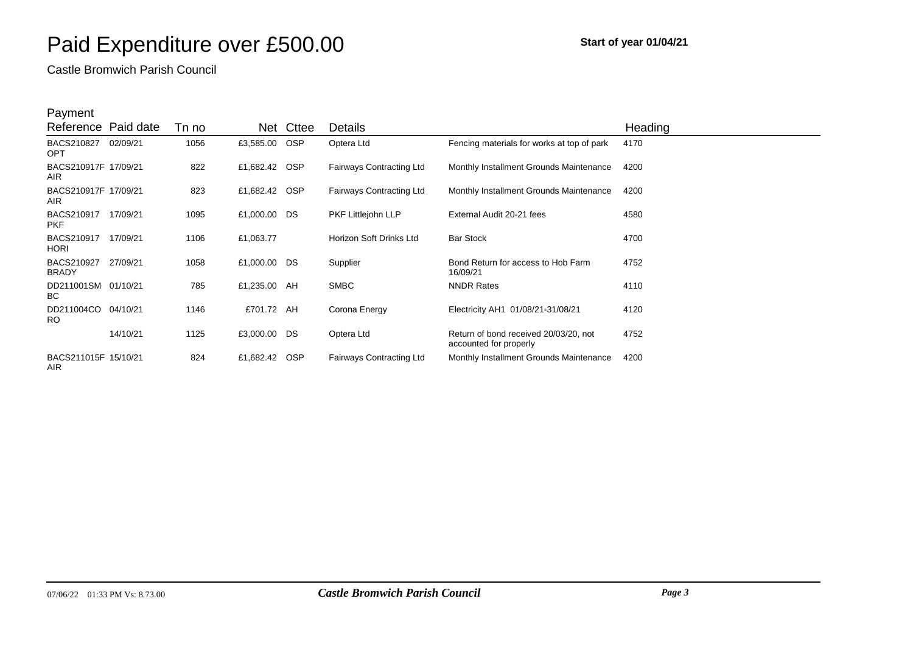# Paid Expenditure over £500.00

**Start of year 01/04/21**

Castle Bromwich Parish Council

| Payment Reference | Paid date | Tn no | Net | Cttee | Details | | Heading |
|---|---|---|---|---|---|---|---|
| BACS210827OPT | 02/09/21 | 1056 | £3,585.00 | OSP | Optera Ltd | Fencing materials for works at top of park | 4170 |
| BACS210917FAIR | 17/09/21 | 822 | £1,682.42 | OSP | Fairways Contracting Ltd | Monthly Installment Grounds Maintenance | 4200 |
| BACS210917FAIR | 17/09/21 | 823 | £1,682.42 | OSP | Fairways Contracting Ltd | Monthly Installment Grounds Maintenance | 4200 |
| BACS210917PKF | 17/09/21 | 1095 | £1,000.00 | DS | PKF Littlejohn LLP | External Audit 20-21 fees | 4580 |
| BACS210917HORI | 17/09/21 | 1106 | £1,063.77 | | Horizon Soft Drinks Ltd | Bar Stock | 4700 |
| BACS210927BRADY | 27/09/21 | 1058 | £1,000.00 | DS | Supplier | Bond Return for access to Hob Farm 16/09/21 | 4752 |
| DD211001SMBC | 01/10/21 | 785 | £1,235.00 | AH | SMBC | NNDR Rates | 4110 |
| DD211004CORO | 04/10/21 | 1146 | £701.72 | AH | Corona Energy | Electricity AH1 01/08/21-31/08/21 | 4120 |
| | 14/10/21 | 1125 | £3,000.00 | DS | Optera Ltd | Return of bond received 20/03/20, not accounted for properly | 4752 |
| BACS211015FAIR | 15/10/21 | 824 | £1,682.42 | OSP | Fairways Contracting Ltd | Monthly Installment Grounds Maintenance | 4200 |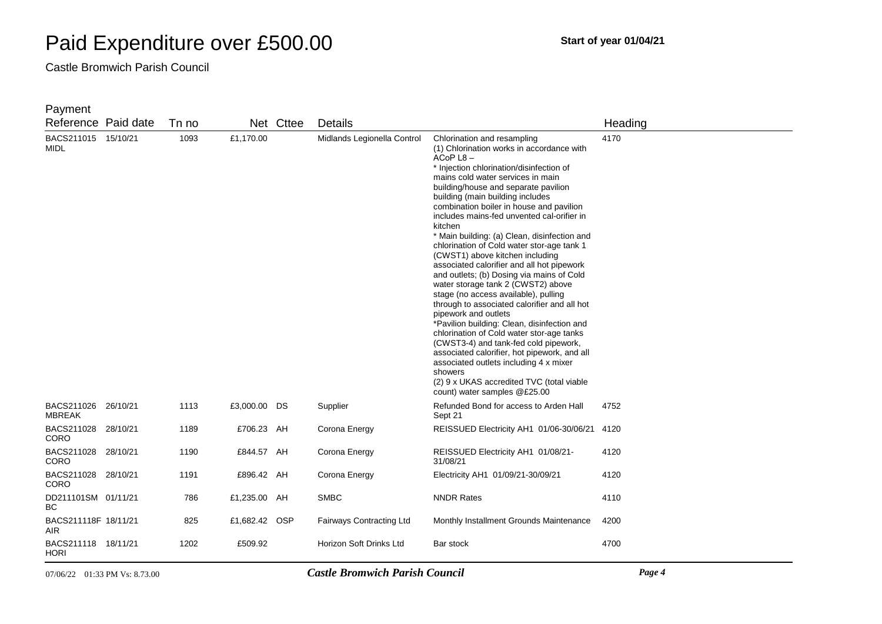# Paid Expenditure over £500.00

**Start of year 01/04/21**

Castle Bromwich Parish Council

| Payment Reference | Paid date | Tn no | Net | Cttee | Details | | Heading |
|---|---|---|---|---|---|---|---|
| BACS211015 MIDL | 15/10/21 | 1093 | £1,170.00 | | Midlands Legionella Control | Chlorination and resampling (1) Chlorination works in accordance with ACoP L8 – * Injection chlorination/disinfection of mains cold water services in main building/house and separate pavilion building (main building includes combination boiler in house and pavilion includes mains-fed unvented cal-orifier in kitchen * Main building: (a) Clean, disinfection and chlorination of Cold water stor-age tank 1 (CWST1) above kitchen including associated calorifier and all hot pipework and outlets; (b) Dosing via mains of Cold water storage tank 2 (CWST2) above stage (no access available), pulling through to associated calorifier and all hot pipework and outlets *Pavilion building: Clean, disinfection and chlorination of Cold water stor-age tanks (CWST3-4) and tank-fed cold pipework, associated calorifier, hot pipework, and all associated outlets including 4 x mixer showers (2) 9 x UKAS accredited TVC (total viable count) water samples @£25.00 | 4170 |
| BACS211026 MBREAK | 26/10/21 | 1113 | £3,000.00 | DS | Supplier | Refunded Bond for access to Arden Hall Sept 21 | 4752 |
| BACS211028 CORO | 28/10/21 | 1189 | £706.23 | AH | Corona Energy | REISSUED Electricity AH1 01/06-30/06/21 | 4120 |
| BACS211028 CORO | 28/10/21 | 1190 | £844.57 | AH | Corona Energy | REISSUED Electricity AH1 01/08/21-31/08/21 | 4120 |
| BACS211028 CORO | 28/10/21 | 1191 | £896.42 | AH | Corona Energy | Electricity AH1 01/09/21-30/09/21 | 4120 |
| DD211101SM BC | 01/11/21 | 786 | £1,235.00 | AH | SMBC | NNDR Rates | 4110 |
| BACS211118F AIR | 18/11/21 | 825 | £1,682.42 | OSP | Fairways Contracting Ltd | Monthly Installment Grounds Maintenance | 4200 |
| BACS211118 HORI | 18/11/21 | 1202 | £509.92 | | Horizon Soft Drinks Ltd | Bar stock | 4700 |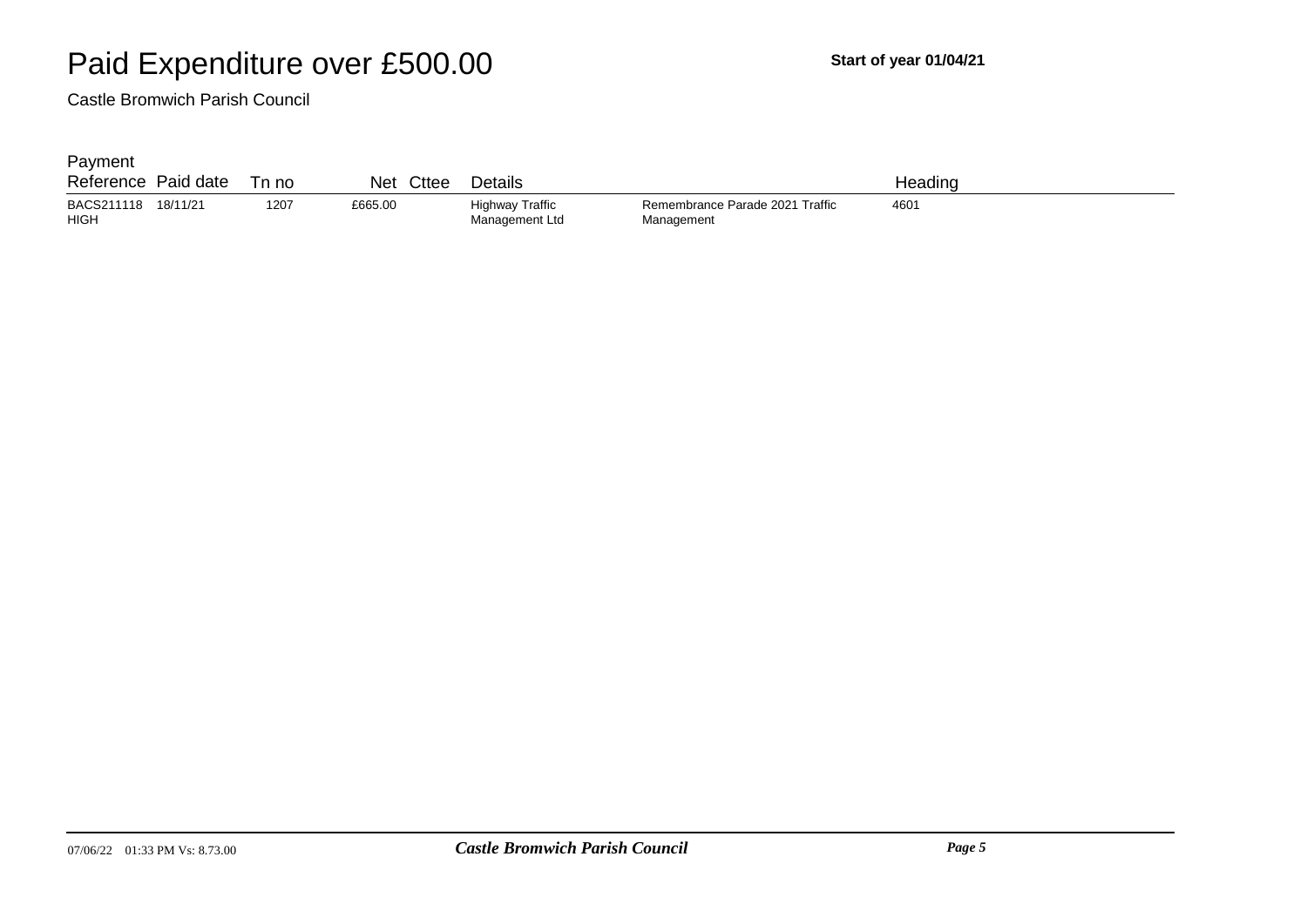# Paid Expenditure over £500.00

**Start of year 01/04/21**

Castle Bromwich Parish Council

| Payment Reference | Paid date | Tn no | Net | Cttee | Details | | Heading |
|---|---|---|---|---|---|---|---|
| BACS211118 HIGH | 18/11/21 | 1207 | £665.00 | | Highway Traffic Management Ltd | Remembrance Parade 2021 Traffic Management | 4601 |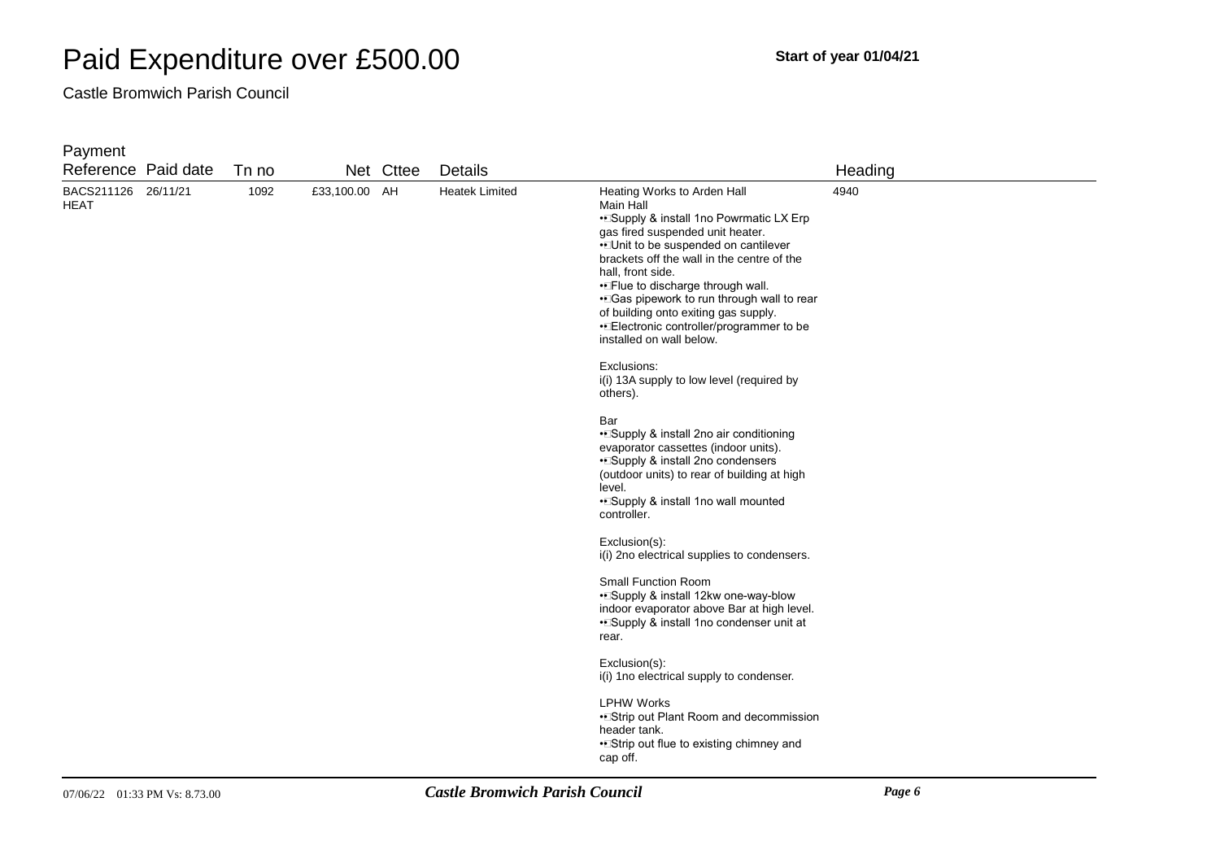# Paid Expenditure over £500.00

**Start of year 01/04/21**

Castle Bromwich Parish Council

| Payment Reference | Paid date | Tn no | Net | Cttee | Details | | Heading |
|---|---|---|---|---|---|---|---|
| BACS211126 HEAT | 26/11/21 | 1092 | £33,100.00 | AH | Heatek Limited | Heating Works to Arden Hall<br>Main Hall<br>•• Supply & install 1no Powrmatic LX Erp gas fired suspended unit heater.<br>•• Unit to be suspended on cantilever brackets off the wall in the centre of the hall, front side.<br>•• Flue to discharge through wall.<br>•• Gas pipework to run through wall to rear of building onto exiting gas supply.<br>•• Electronic controller/programmer to be installed on wall below.<br><br>Exclusions:<br>i(i) 13A supply to low level (required by others).<br><br>Bar<br>•• Supply & install 2no air conditioning evaporator cassettes (indoor units).<br>•• Supply & install 2no condensers (outdoor units) to rear of building at high level.<br>•• Supply & install 1no wall mounted controller.<br><br>Exclusion(s):<br>i(i) 2no electrical supplies to condensers.<br><br>Small Function Room<br>•• Supply & install 12kw one-way-blow indoor evaporator above Bar at high level.<br>•• Supply & install 1no condenser unit at rear.<br><br>Exclusion(s):<br>i(i) 1no electrical supply to condenser.<br><br>LPHW Works<br>•• Strip out Plant Room and decommission header tank.<br>•• Strip out flue to existing chimney and cap off. | 4940 |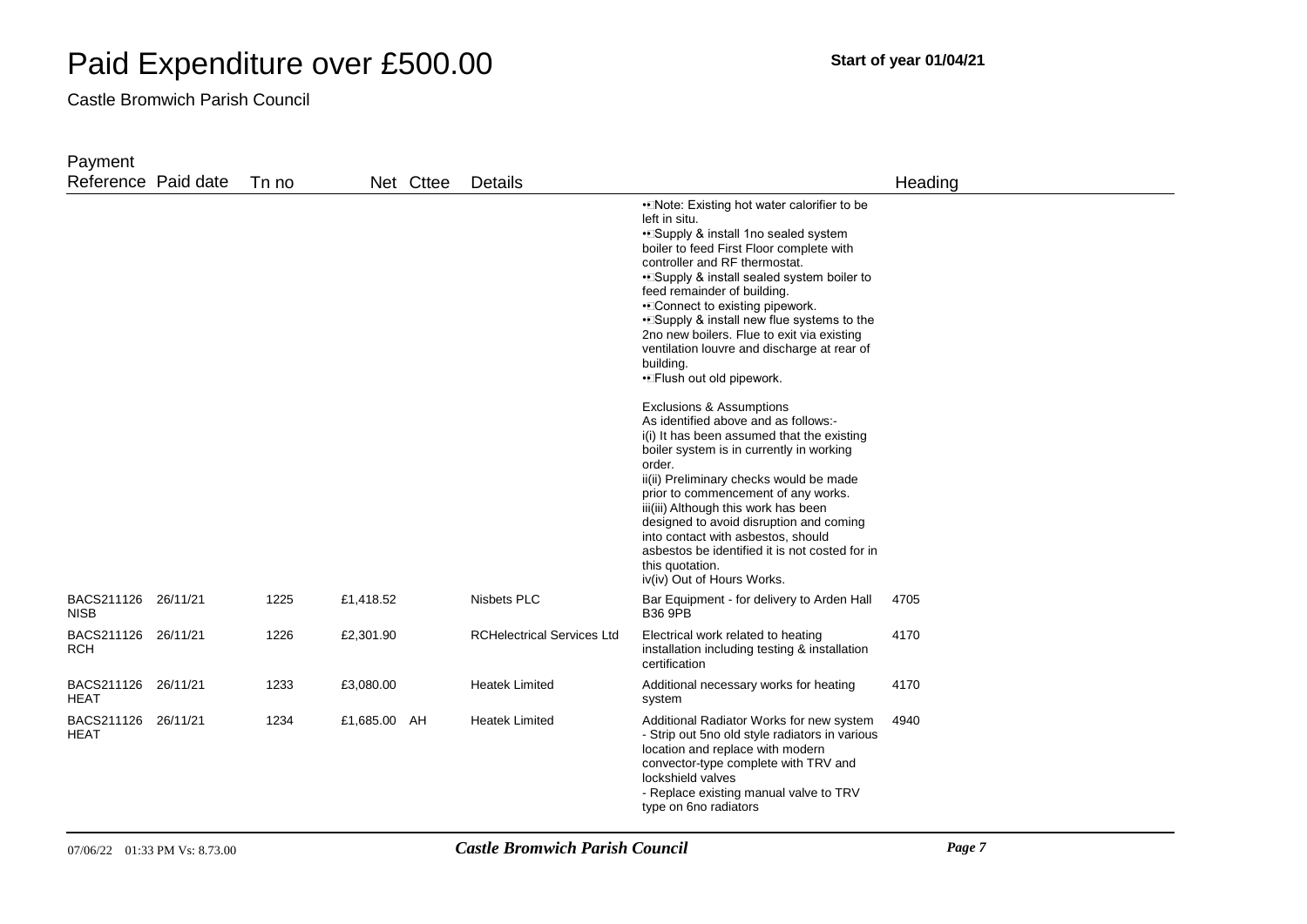# Paid Expenditure over £500.00

**Start of year 01/04/21**

Castle Bromwich Parish Council

| Payment Reference | Paid date | Tn no | Net | Cttee | Details | | Heading |
|---|---|---|---|---|---|---|---|
| | | | | | | •• Note: Existing hot water calorifier to be left in situ.<br>•• Supply & install 1no sealed system boiler to feed First Floor complete with controller and RF thermostat.<br>•• Supply & install sealed system boiler to feed remainder of building.<br>•• Connect to existing pipework.<br>•• Supply & install new flue systems to the 2no new boilers. Flue to exit via existing ventilation louvre and discharge at rear of building.<br>•• Flush out old pipework.<br><br>Exclusions & Assumptions<br>As identified above and as follows:-<br>i(i) It has been assumed that the existing boiler system is in currently in working order.<br>ii(ii) Preliminary checks would be made prior to commencement of any works.<br>iii(iii) Although this work has been designed to avoid disruption and coming into contact with asbestos, should asbestos be identified it is not costed for in this quotation.<br>iv(iv) Out of Hours Works. | |
| BACS211126 NISB | 26/11/21 | 1225 | £1,418.52 | | Nisbets PLC | Bar Equipment - for delivery to Arden Hall B36 9PB | 4705 |
| BACS211126 RCH | 26/11/21 | 1226 | £2,301.90 | | RCHelectrical Services Ltd | Electrical work related to heating installation including testing & installation certification | 4170 |
| BACS211126 HEAT | 26/11/21 | 1233 | £3,080.00 | | Heatek Limited | Additional necessary works for heating system | 4170 |
| BACS211126 HEAT | 26/11/21 | 1234 | £1,685.00 | AH | Heatek Limited | Additional Radiator Works for new system<br>- Strip out 5no old style radiators in various location and replace with modern convector-type complete with TRV and lockshield valves<br>- Replace existing manual valve to TRV type on 6no radiators | 4940 |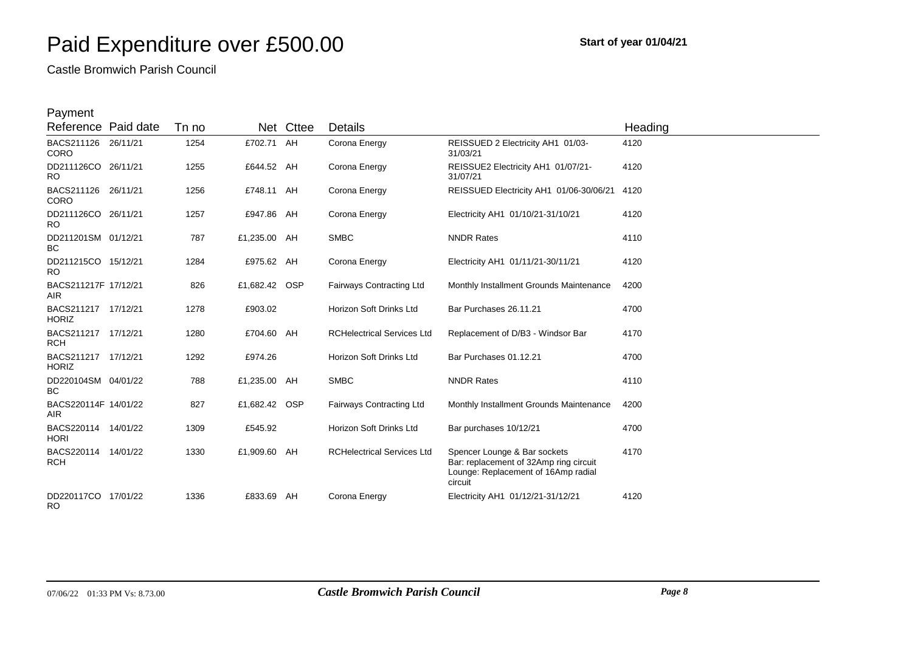# Paid Expenditure over £500.00

**Start of year 01/04/21**

Castle Bromwich Parish Council

| Payment Reference | Paid date | Tn no | Net | Cttee | Details | | Heading |
|---|---|---|---|---|---|---|---|
| BACS211126 CORO | 26/11/21 | 1254 | £702.71 | AH | Corona Energy | REISSUED 2 Electricity AH1 01/03-31/03/21 | 4120 |
| DD211126CO RO | 26/11/21 | 1255 | £644.52 | AH | Corona Energy | REISSUE2 Electricity AH1 01/07/21-31/07/21 | 4120 |
| BACS211126 CORO | 26/11/21 | 1256 | £748.11 | AH | Corona Energy | REISSUED Electricity AH1 01/06-30/06/21 | 4120 |
| DD211126CO RO | 26/11/21 | 1257 | £947.86 | AH | Corona Energy | Electricity AH1 01/10/21-31/10/21 | 4120 |
| DD211201SM BC | 01/12/21 | 787 | £1,235.00 | AH | SMBC | NNDR Rates | 4110 |
| DD211215CO RO | 15/12/21 | 1284 | £975.62 | AH | Corona Energy | Electricity AH1 01/11/21-30/11/21 | 4120 |
| BACS211217F AIR | 17/12/21 | 826 | £1,682.42 | OSP | Fairways Contracting Ltd | Monthly Installment Grounds Maintenance | 4200 |
| BACS211217 HORIZ | 17/12/21 | 1278 | £903.02 | | Horizon Soft Drinks Ltd | Bar Purchases 26.11.21 | 4700 |
| BACS211217 RCH | 17/12/21 | 1280 | £704.60 | AH | RCHelectrical Services Ltd | Replacement of D/B3 - Windsor Bar | 4170 |
| BACS211217 HORIZ | 17/12/21 | 1292 | £974.26 | | Horizon Soft Drinks Ltd | Bar Purchases 01.12.21 | 4700 |
| DD220104SM BC | 04/01/22 | 788 | £1,235.00 | AH | SMBC | NNDR Rates | 4110 |
| BACS220114F AIR | 14/01/22 | 827 | £1,682.42 | OSP | Fairways Contracting Ltd | Monthly Installment Grounds Maintenance | 4200 |
| BACS220114 HORI | 14/01/22 | 1309 | £545.92 | | Horizon Soft Drinks Ltd | Bar purchases 10/12/21 | 4700 |
| BACS220114 RCH | 14/01/22 | 1330 | £1,909.60 | AH | RCHelectrical Services Ltd | Spencer Lounge & Bar sockets Bar: replacement of 32Amp ring circuit Lounge: Replacement of 16Amp radial circuit | 4170 |
| DD220117CO RO | 17/01/22 | 1336 | £833.69 | AH | Corona Energy | Electricity AH1 01/12/21-31/12/21 | 4120 |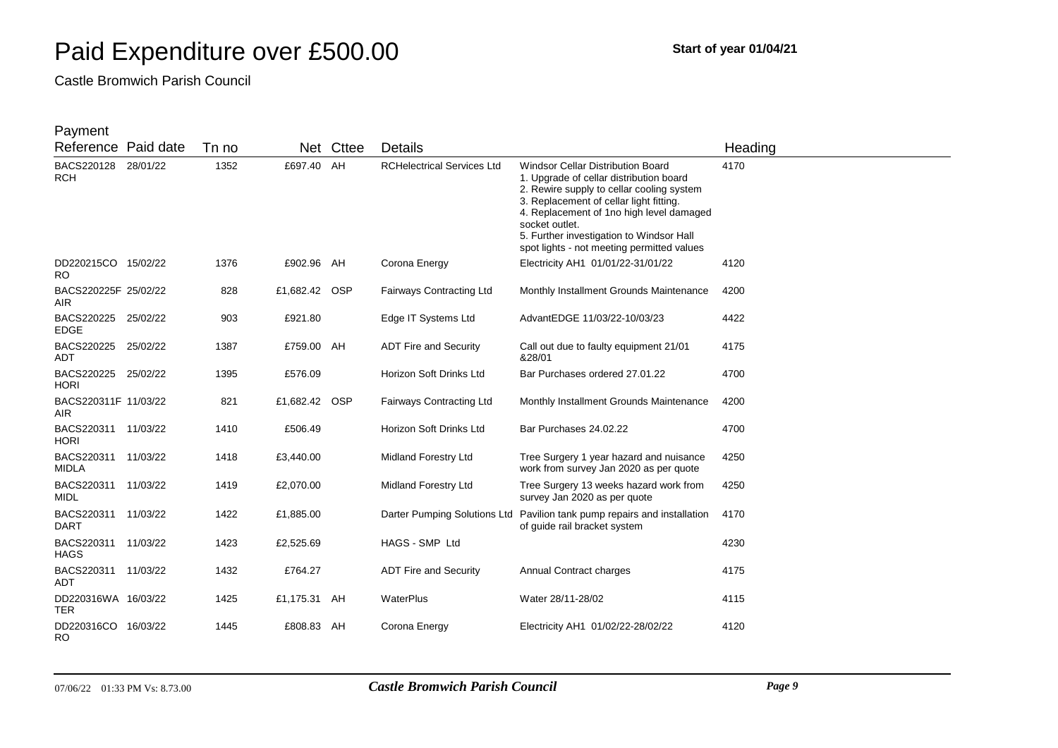# Paid Expenditure over £500.00

**Start of year 01/04/21**

Castle Bromwich Parish Council

| Payment Reference | Paid date | Tn no | Net | Cttee | Details | | Heading |
|---|---|---|---|---|---|---|---|
| BACS220128RCH | 28/01/22 | 1352 | £697.40 | AH | RCHelectrical Services Ltd | Windsor Cellar Distribution Board 1. Upgrade of cellar distribution board 2. Rewire supply to cellar cooling system 3. Replacement of cellar light fitting. 4. Replacement of 1no high level damaged socket outlet. 5. Further investigation to Windsor Hall spot lights - not meeting permitted values | 4170 |
| DD220215CORO | 15/02/22 | 1376 | £902.96 | AH | Corona Energy | Electricity AH1 01/01/22-31/01/22 | 4120 |
| BACS220225FAIR | 25/02/22 | 828 | £1,682.42 | OSP | Fairways Contracting Ltd | Monthly Installment Grounds Maintenance | 4200 |
| BACS220225EDGE | 25/02/22 | 903 | £921.80 | | Edge IT Systems Ltd | AdvantEDGE 11/03/22-10/03/23 | 4422 |
| BACS220225ADT | 25/02/22 | 1387 | £759.00 | AH | ADT Fire and Security | Call out due to faulty equipment 21/01 &28/01 | 4175 |
| BACS220225HORI | 25/02/22 | 1395 | £576.09 | | Horizon Soft Drinks Ltd | Bar Purchases ordered 27.01.22 | 4700 |
| BACS220311FAIR | 11/03/22 | 821 | £1,682.42 | OSP | Fairways Contracting Ltd | Monthly Installment Grounds Maintenance | 4200 |
| BACS220311HORI | 11/03/22 | 1410 | £506.49 | | Horizon Soft Drinks Ltd | Bar Purchases 24.02.22 | 4700 |
| BACS220311MIDLA | 11/03/22 | 1418 | £3,440.00 | | Midland Forestry Ltd | Tree Surgery 1 year hazard and nuisance work from survey Jan 2020 as per quote | 4250 |
| BACS220311MIDL | 11/03/22 | 1419 | £2,070.00 | | Midland Forestry Ltd | Tree Surgery 13 weeks hazard work from survey Jan 2020 as per quote | 4250 |
| BACS220311DART | 11/03/22 | 1422 | £1,885.00 | | Darter Pumping Solutions Ltd | Pavilion tank pump repairs and installation of guide rail bracket system | 4170 |
| BACS220311HAGS | 11/03/22 | 1423 | £2,525.69 | | HAGS - SMP Ltd | | 4230 |
| BACS220311ADT | 11/03/22 | 1432 | £764.27 | | ADT Fire and Security | Annual Contract charges | 4175 |
| DD220316WATER | 16/03/22 | 1425 | £1,175.31 | AH | WaterPlus | Water 28/11-28/02 | 4115 |
| DD220316CORO | 16/03/22 | 1445 | £808.83 | AH | Corona Energy | Electricity AH1 01/02/22-28/02/22 | 4120 |